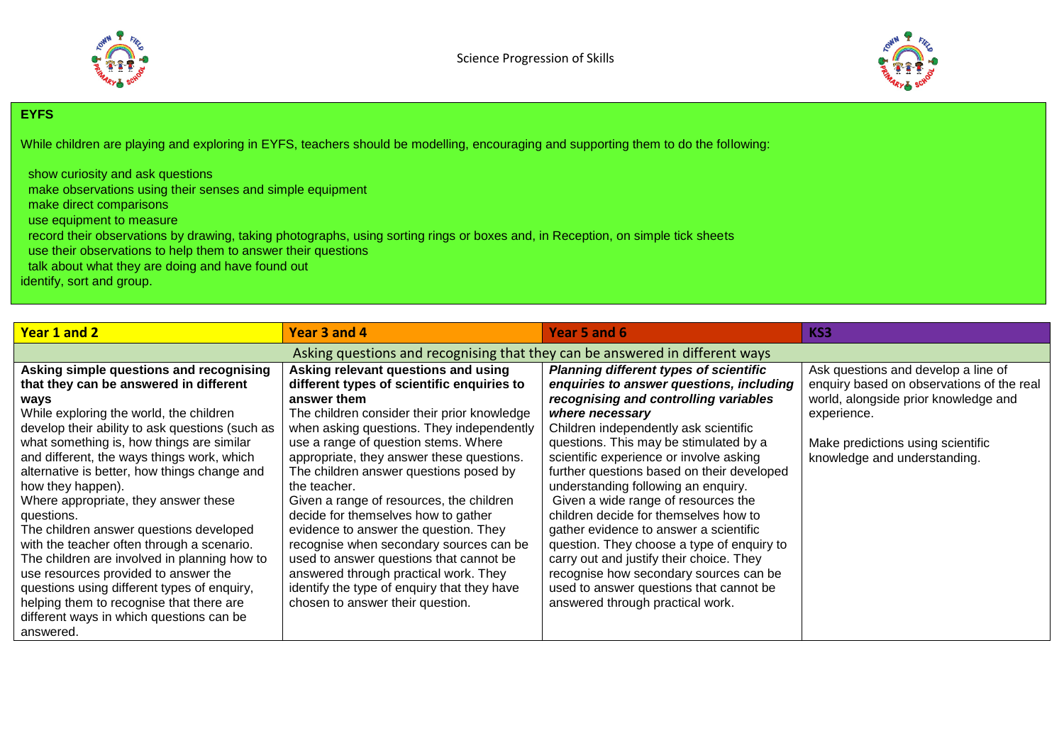Science Progression of Skills

## EYFS

While children are playing and exploring in EYFS, teachers should be modelling, encouraging and supporting them to do the following:

- show curiosity and ask questions
- make observations using their senses and simple equipment
- make direct comparisons
- use equipment to measure
- record their observations by drawing, taking photographs, using sorting rings or boxes and, in Reception, on simple tick sheets
- use their observations to help them to answer their questions
- talk about what they are doing and have found out

identify, sort and group.

| Year 1 and 2 | Year 3 and 4 | Year 5 and 6 | KS3 |
|---|---|---|---|
| Asking questions and recognising that they can be answered in different ways | | | |
| **Asking simple questions and recognising that they can be answered in different ways**<br>While exploring the world, the children develop their ability to ask questions (such as what something is, how things are similar and different, the ways things work, which alternative is better, how things change and how they happen).<br>Where appropriate, they answer these questions.<br>The children answer questions developed with the teacher often through a scenario.<br>The children are involved in planning how to use resources provided to answer the questions using different types of enquiry, helping them to recognise that there are different ways in which questions can be answered. | **Asking relevant questions and using different types of scientific enquiries to answer them**<br>The children consider their prior knowledge when asking questions. They independently use a range of question stems. Where appropriate, they answer these questions.<br>The children answer questions posed by the teacher.<br>Given a range of resources, the children decide for themselves how to gather evidence to answer the question. They recognise when secondary sources can be used to answer questions that cannot be answered through practical work. They identify the type of enquiry that they have chosen to answer their question. | ***Planning different types of scientific enquiries to answer questions, including recognising and controlling variables where necessary***<br>Children independently ask scientific questions. This may be stimulated by a scientific experience or involve asking further questions based on their developed understanding following an enquiry.<br>Given a wide range of resources the children decide for themselves how to gather evidence to answer a scientific question. They choose a type of enquiry to carry out and justify their choice. They recognise how secondary sources can be used to answer questions that cannot be answered through practical work. | Ask questions and develop a line of enquiry based on observations of the real world, alongside prior knowledge and experience.<br><br>Make predictions using scientific knowledge and understanding. |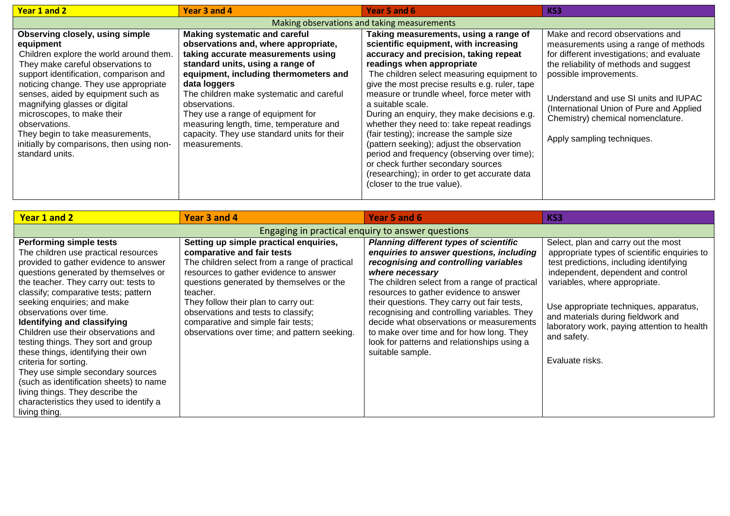| Year 1 and 2 | Year 3 and 4 | Year 5 and 6 | KS3 |
|---|---|---|---|
| Making observations and taking measurements | | | |
| **Observing closely, using simple equipment** Children explore the world around them. They make careful observations to support identification, comparison and noticing change. They use appropriate senses, aided by equipment such as magnifying glasses or digital microscopes, to make their observations. They begin to take measurements, initially by comparisons, then using non-standard units. | **Making systematic and careful observations and, where appropriate, taking accurate measurements using standard units, using a range of equipment, including thermometers and data loggers** The children make systematic and careful observations. They use a range of equipment for measuring length, time, temperature and capacity. They use standard units for their measurements. | **Taking measurements, using a range of scientific equipment, with increasing accuracy and precision, taking repeat readings when appropriate** The children select measuring equipment to give the most precise results e.g. ruler, tape measure or trundle wheel, force meter with a suitable scale. During an enquiry, they make decisions e.g. whether they need to: take repeat readings (fair testing); increase the sample size (pattern seeking); adjust the observation period and frequency (observing over time); or check further secondary sources (researching); in order to get accurate data (closer to the true value). | Make and record observations and measurements using a range of methods for different investigations; and evaluate the reliability of methods and suggest possible improvements. Understand and use SI units and IUPAC (International Union of Pure and Applied Chemistry) chemical nomenclature. Apply sampling techniques. |

| Year 1 and 2 | Year 3 and 4 | Year 5 and 6 | KS3 |
|---|---|---|---|
| Engaging in practical enquiry to answer questions | | | |
| **Performing simple tests** The children use practical resources provided to gather evidence to answer questions generated by themselves or the teacher. They carry out: tests to classify; comparative tests; pattern seeking enquiries; and make observations over time. **Identifying and classifying** Children use their observations and testing things. They sort and group these things, identifying their own criteria for sorting. They use simple secondary sources (such as identification sheets) to name living things. They describe the characteristics they used to identify a living thing. | **Setting up simple practical enquiries, comparative and fair tests** The children select from a range of practical resources to gather evidence to answer questions generated by themselves or the teacher. They follow their plan to carry out: observations and tests to classify; comparative and simple fair tests; observations over time; and pattern seeking. | ***Planning different types of scientific enquiries to answer questions, including recognising and controlling variables where necessary*** The children select from a range of practical resources to gather evidence to answer their questions. They carry out fair tests, recognising and controlling variables. They decide what observations or measurements to make over time and for how long. They look for patterns and relationships using a suitable sample. | Select, plan and carry out the most appropriate types of scientific enquiries to test predictions, including identifying independent, dependent and control variables, where appropriate. Use appropriate techniques, apparatus, and materials during fieldwork and laboratory work, paying attention to health and safety. Evaluate risks. |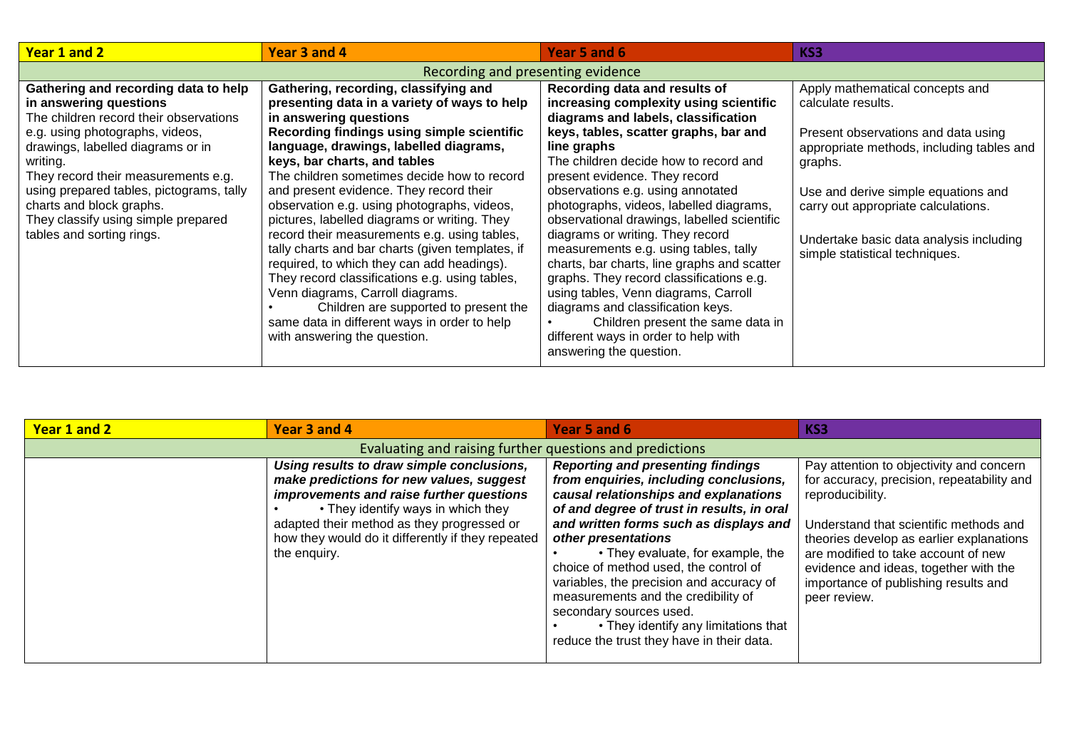| Year 1 and 2 | Year 3 and 4 | Year 5 and 6 | KS3 |
| --- | --- | --- | --- |
| Recording and presenting evidence | | | |
| **Gathering and recording data to help in answering questions**<br>The children record their observations e.g. using photographs, videos, drawings, labelled diagrams or in writing.<br>They record their measurements e.g. using prepared tables, pictograms, tally charts and block graphs.<br>They classify using simple prepared tables and sorting rings. | **Gathering, recording, classifying and presenting data in a variety of ways to help in answering questions**<br>**Recording findings using simple scientific language, drawings, labelled diagrams, keys, bar charts, and tables**<br>The children sometimes decide how to record and present evidence. They record their observation e.g. using photographs, videos, pictures, labelled diagrams or writing. They record their measurements e.g. using tables, tally charts and bar charts (given templates, if required, to which they can add headings). They record classifications e.g. using tables, Venn diagrams, Carroll diagrams.<br>• Children are supported to present the same data in different ways in order to help with answering the question. | **Recording data and results of increasing complexity using scientific diagrams and labels, classification keys, tables, scatter graphs, bar and line graphs**<br>The children decide how to record and present evidence. They record observations e.g. using annotated photographs, videos, labelled diagrams, observational drawings, labelled scientific diagrams or writing. They record measurements e.g. using tables, tally charts, bar charts, line graphs and scatter graphs. They record classifications e.g. using tables, Venn diagrams, Carroll diagrams and classification keys.<br>• Children present the same data in different ways in order to help with answering the question. | Apply mathematical concepts and calculate results.<br><br>Present observations and data using appropriate methods, including tables and graphs.<br><br>Use and derive simple equations and carry out appropriate calculations.<br><br>Undertake basic data analysis including simple statistical techniques. |

| Year 1 and 2 | Year 3 and 4 | Year 5 and 6 | KS3 |
| --- | --- | --- | --- |
| Evaluating and raising further questions and predictions | | | |
| | ***Using results to draw simple conclusions, make predictions for new values, suggest improvements and raise further questions***<br>• They identify ways in which they adapted their method as they progressed or how they would do it differently if they repeated the enquiry. | ***Reporting and presenting findings from enquiries, including conclusions, causal relationships and explanations of and degree of trust in results, in oral and written forms such as displays and other presentations***<br>• They evaluate, for example, the choice of method used, the control of variables, the precision and accuracy of measurements and the credibility of secondary sources used.<br>• They identify any limitations that reduce the trust they have in their data. | Pay attention to objectivity and concern for accuracy, precision, repeatability and reproducibility.<br><br>Understand that scientific methods and theories develop as earlier explanations are modified to take account of new evidence and ideas, together with the importance of publishing results and peer review. |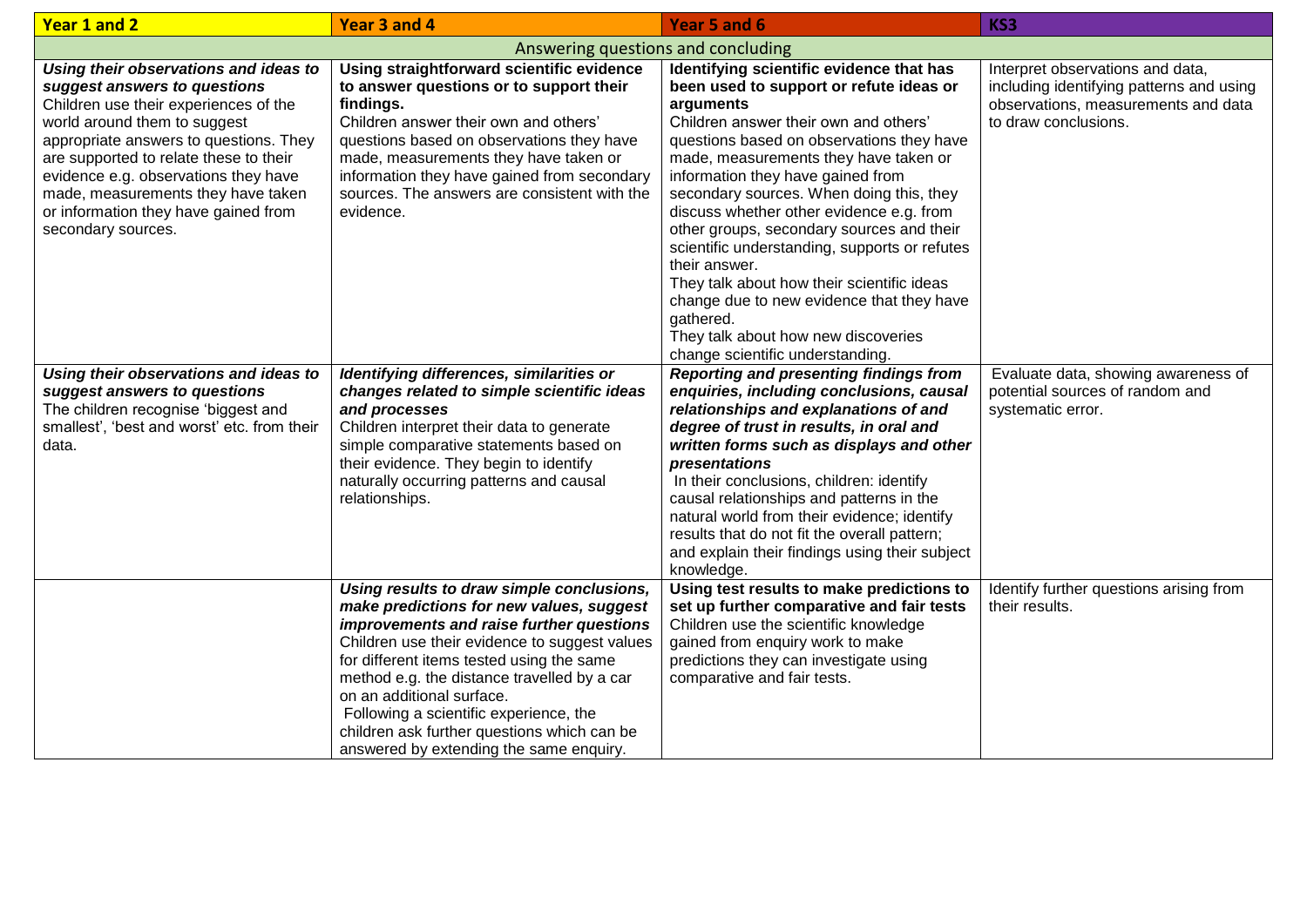| Year 1 and 2 | Year 3 and 4 | Year 5 and 6 | KS3 |
|---|---|---|---|
| Answering questions and concluding | | | |
| ***Using their observations and ideas to suggest answers to questions*** Children use their experiences of the world around them to suggest appropriate answers to questions. They are supported to relate these to their evidence e.g. observations they have made, measurements they have taken or information they have gained from secondary sources. | **Using straightforward scientific evidence to answer questions or to support their findings.** Children answer their own and others' questions based on observations they have made, measurements they have taken or information they have gained from secondary sources. The answers are consistent with the evidence. | **Identifying scientific evidence that has been used to support or refute ideas or arguments** Children answer their own and others' questions based on observations they have made, measurements they have taken or information they have gained from secondary sources. When doing this, they discuss whether other evidence e.g. from other groups, secondary sources and their scientific understanding, supports or refutes their answer. They talk about how their scientific ideas change due to new evidence that they have gathered. They talk about how new discoveries change scientific understanding. | Interpret observations and data, including identifying patterns and using observations, measurements and data to draw conclusions. |
| ***Using their observations and ideas to suggest answers to questions*** The children recognise 'biggest and smallest', 'best and worst' etc. from their data. | ***Identifying differences, similarities or changes related to simple scientific ideas and processes*** Children interpret their data to generate simple comparative statements based on their evidence. They begin to identify naturally occurring patterns and causal relationships. | ***Reporting and presenting findings from enquiries, including conclusions, causal relationships and explanations of and degree of trust in results, in oral and written forms such as displays and other presentations*** In their conclusions, children: identify causal relationships and patterns in the natural world from their evidence; identify results that do not fit the overall pattern; and explain their findings using their subject knowledge. | Evaluate data, showing awareness of potential sources of random and systematic error. |
| | ***Using results to draw simple conclusions, make predictions for new values, suggest improvements and raise further questions*** Children use their evidence to suggest values for different items tested using the same method e.g. the distance travelled by a car on an additional surface. Following a scientific experience, the children ask further questions which can be answered by extending the same enquiry. | **Using test results to make predictions to set up further comparative and fair tests** Children use the scientific knowledge gained from enquiry work to make predictions they can investigate using comparative and fair tests. | Identify further questions arising from their results. |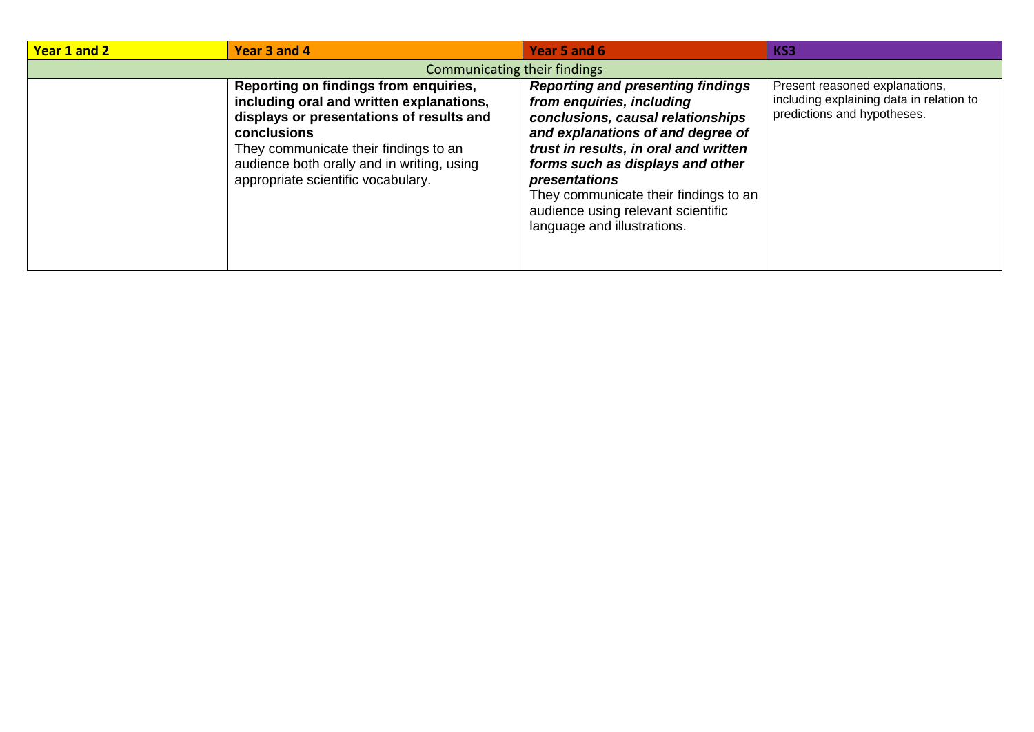| Year 1 and 2 | Year 3 and 4 | Year 5 and 6 | KS3 |
|---|---|---|---|
| Communicating their findings | | | |
| | **Reporting on findings from enquiries, including oral and written explanations, displays or presentations of results and conclusions**<br>They communicate their findings to an audience both orally and in writing, using appropriate scientific vocabulary. | ***Reporting and presenting findings from enquiries, including conclusions, causal relationships and explanations of and degree of trust in results, in oral and written forms such as displays and other presentations***<br>They communicate their findings to an audience using relevant scientific language and illustrations. | Present reasoned explanations, including explaining data in relation to predictions and hypotheses. |